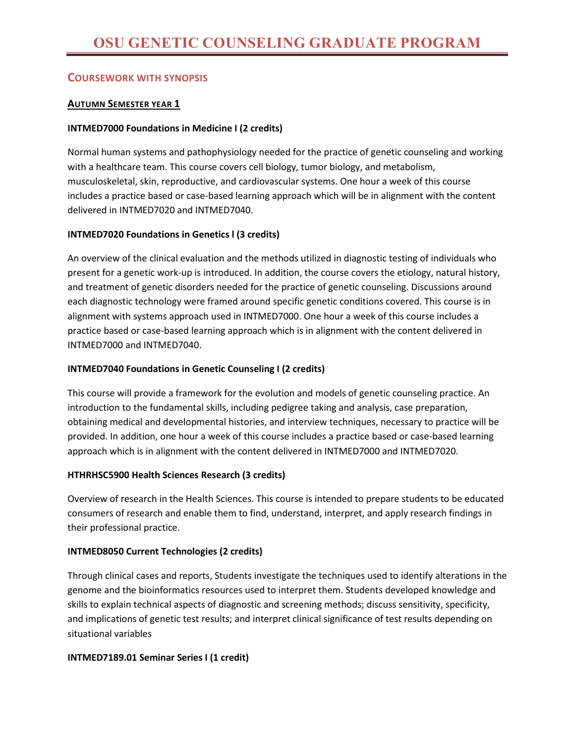# OSU GENETIC COUNSELING GRADUATE PROGRAM

## COURSEWORK WITH SYNOPSIS

### AUTUMN SEMESTER YEAR 1

**INTMED7000 Foundations in Medicine I (2 credits)**

Normal human systems and pathophysiology needed for the practice of genetic counseling and working with a healthcare team. This course covers cell biology, tumor biology, and metabolism, musculoskeletal, skin, reproductive, and cardiovascular systems. One hour a week of this course includes a practice based or case-based learning approach which will be in alignment with the content delivered in INTMED7020 and INTMED7040.

**INTMED7020 Foundations in Genetics l (3 credits)**

An overview of the clinical evaluation and the methods utilized in diagnostic testing of individuals who present for a genetic work-up is introduced. In addition, the course covers the etiology, natural history, and treatment of genetic disorders needed for the practice of genetic counseling. Discussions around each diagnostic technology were framed around specific genetic conditions covered. This course is in alignment with systems approach used in INTMED7000. One hour a week of this course includes a practice based or case-based learning approach which is in alignment with the content delivered in INTMED7000 and INTMED7040.

**INTMED7040 Foundations in Genetic Counseling I (2 credits)**

This course will provide a framework for the evolution and models of genetic counseling practice. An introduction to the fundamental skills, including pedigree taking and analysis, case preparation, obtaining medical and developmental histories, and interview techniques, necessary to practice will be provided. In addition, one hour a week of this course includes a practice based or case-based learning approach which is in alignment with the content delivered in INTMED7000 and INTMED7020.

**HTHRHSC5900 Health Sciences Research (3 credits)**

Overview of research in the Health Sciences. This course is intended to prepare students to be educated consumers of research and enable them to find, understand, interpret, and apply research findings in their professional practice.

**INTMED8050 Current Technologies (2 credits)**

Through clinical cases and reports, Students investigate the techniques used to identify alterations in the genome and the bioinformatics resources used to interpret them. Students developed knowledge and skills to explain technical aspects of diagnostic and screening methods; discuss sensitivity, specificity, and implications of genetic test results; and interpret clinical significance of test results depending on situational variables

**INTMED7189.01 Seminar Series I (1 credit)**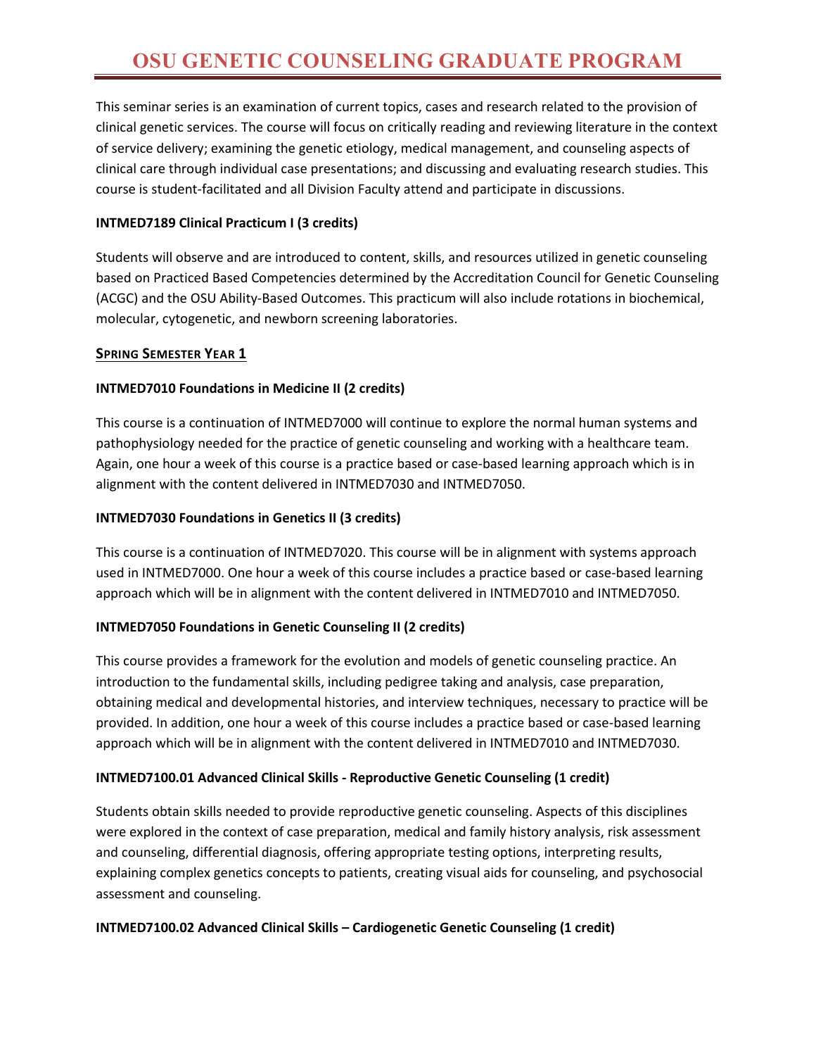This seminar series is an examination of current topics, cases and research related to the provision of clinical genetic services. The course will focus on critically reading and reviewing literature in the context of service delivery; examining the genetic etiology, medical management, and counseling aspects of clinical care through individual case presentations; and discussing and evaluating research studies. This course is student-facilitated and all Division Faculty attend and participate in discussions.

**INTMED7189 Clinical Practicum I (3 credits)**

Students will observe and are introduced to content, skills, and resources utilized in genetic counseling based on Practiced Based Competencies determined by the Accreditation Council for Genetic Counseling (ACGC) and the OSU Ability-Based Outcomes. This practicum will also include rotations in biochemical, molecular, cytogenetic, and newborn screening laboratories.

## SPRING SEMESTER YEAR 1

**INTMED7010 Foundations in Medicine II (2 credits)**

This course is a continuation of INTMED7000 will continue to explore the normal human systems and pathophysiology needed for the practice of genetic counseling and working with a healthcare team. Again, one hour a week of this course is a practice based or case-based learning approach which is in alignment with the content delivered in INTMED7030 and INTMED7050.

**INTMED7030 Foundations in Genetics II (3 credits)**

This course is a continuation of INTMED7020. This course will be in alignment with systems approach used in INTMED7000. One hour a week of this course includes a practice based or case-based learning approach which will be in alignment with the content delivered in INTMED7010 and INTMED7050.

**INTMED7050 Foundations in Genetic Counseling II (2 credits)**

This course provides a framework for the evolution and models of genetic counseling practice. An introduction to the fundamental skills, including pedigree taking and analysis, case preparation, obtaining medical and developmental histories, and interview techniques, necessary to practice will be provided. In addition, one hour a week of this course includes a practice based or case-based learning approach which will be in alignment with the content delivered in INTMED7010 and INTMED7030.

**INTMED7100.01 Advanced Clinical Skills - Reproductive Genetic Counseling (1 credit)**

Students obtain skills needed to provide reproductive genetic counseling. Aspects of this disciplines were explored in the context of case preparation, medical and family history analysis, risk assessment and counseling, differential diagnosis, offering appropriate testing options, interpreting results, explaining complex genetics concepts to patients, creating visual aids for counseling, and psychosocial assessment and counseling.

**INTMED7100.02 Advanced Clinical Skills – Cardiogenetic Genetic Counseling (1 credit)**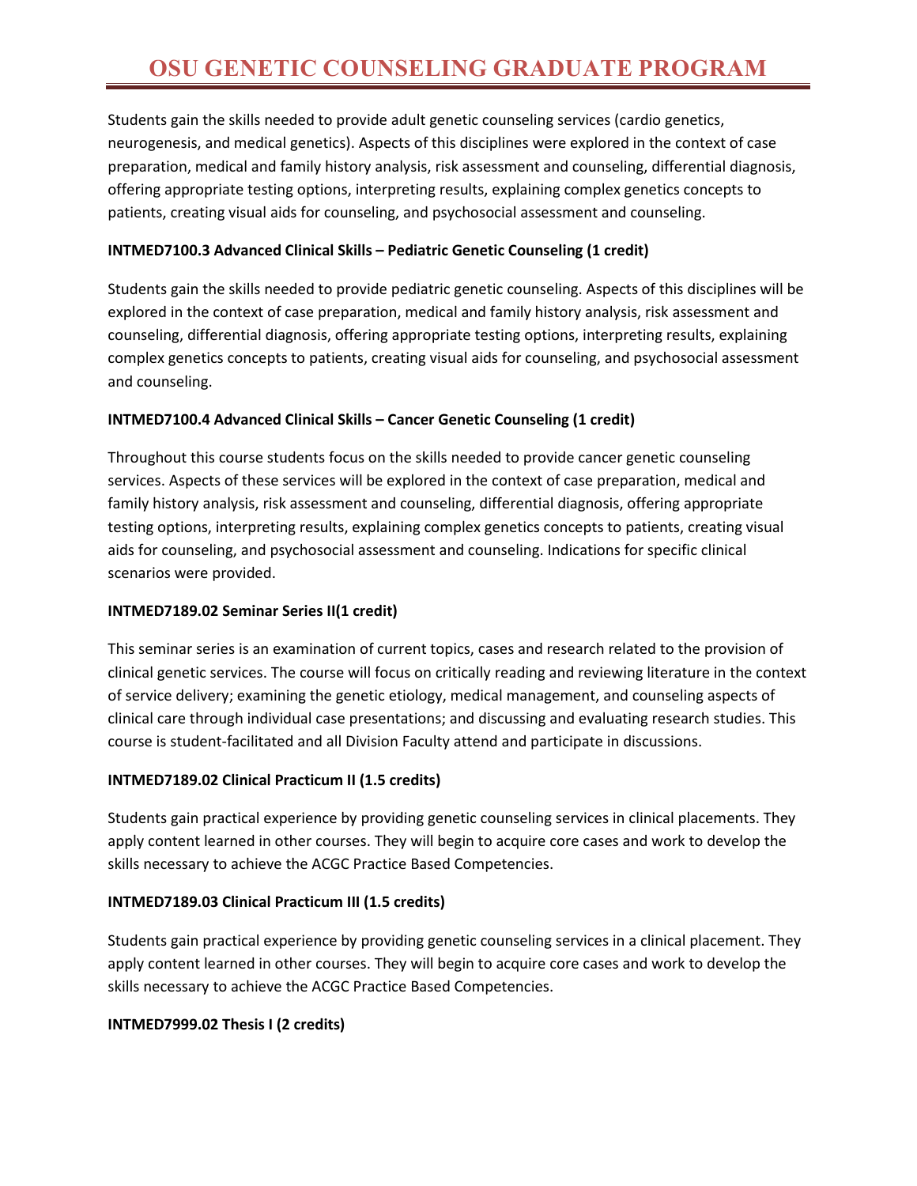Students gain the skills needed to provide adult genetic counseling services (cardio genetics, neurogenesis, and medical genetics). Aspects of this disciplines were explored in the context of case preparation, medical and family history analysis, risk assessment and counseling, differential diagnosis, offering appropriate testing options, interpreting results, explaining complex genetics concepts to patients, creating visual aids for counseling, and psychosocial assessment and counseling.

**INTMED7100.3 Advanced Clinical Skills – Pediatric Genetic Counseling (1 credit)**

Students gain the skills needed to provide pediatric genetic counseling. Aspects of this disciplines will be explored in the context of case preparation, medical and family history analysis, risk assessment and counseling, differential diagnosis, offering appropriate testing options, interpreting results, explaining complex genetics concepts to patients, creating visual aids for counseling, and psychosocial assessment and counseling.

**INTMED7100.4 Advanced Clinical Skills – Cancer Genetic Counseling (1 credit)**

Throughout this course students focus on the skills needed to provide cancer genetic counseling services. Aspects of these services will be explored in the context of case preparation, medical and family history analysis, risk assessment and counseling, differential diagnosis, offering appropriate testing options, interpreting results, explaining complex genetics concepts to patients, creating visual aids for counseling, and psychosocial assessment and counseling. Indications for specific clinical scenarios were provided.

**INTMED7189.02 Seminar Series II(1 credit)**

This seminar series is an examination of current topics, cases and research related to the provision of clinical genetic services. The course will focus on critically reading and reviewing literature in the context of service delivery; examining the genetic etiology, medical management, and counseling aspects of clinical care through individual case presentations; and discussing and evaluating research studies. This course is student-facilitated and all Division Faculty attend and participate in discussions.

**INTMED7189.02 Clinical Practicum II (1.5 credits)**

Students gain practical experience by providing genetic counseling services in clinical placements. They apply content learned in other courses. They will begin to acquire core cases and work to develop the skills necessary to achieve the ACGC Practice Based Competencies.

**INTMED7189.03 Clinical Practicum III (1.5 credits)**

Students gain practical experience by providing genetic counseling services in a clinical placement. They apply content learned in other courses. They will begin to acquire core cases and work to develop the skills necessary to achieve the ACGC Practice Based Competencies.

**INTMED7999.02 Thesis I (2 credits)**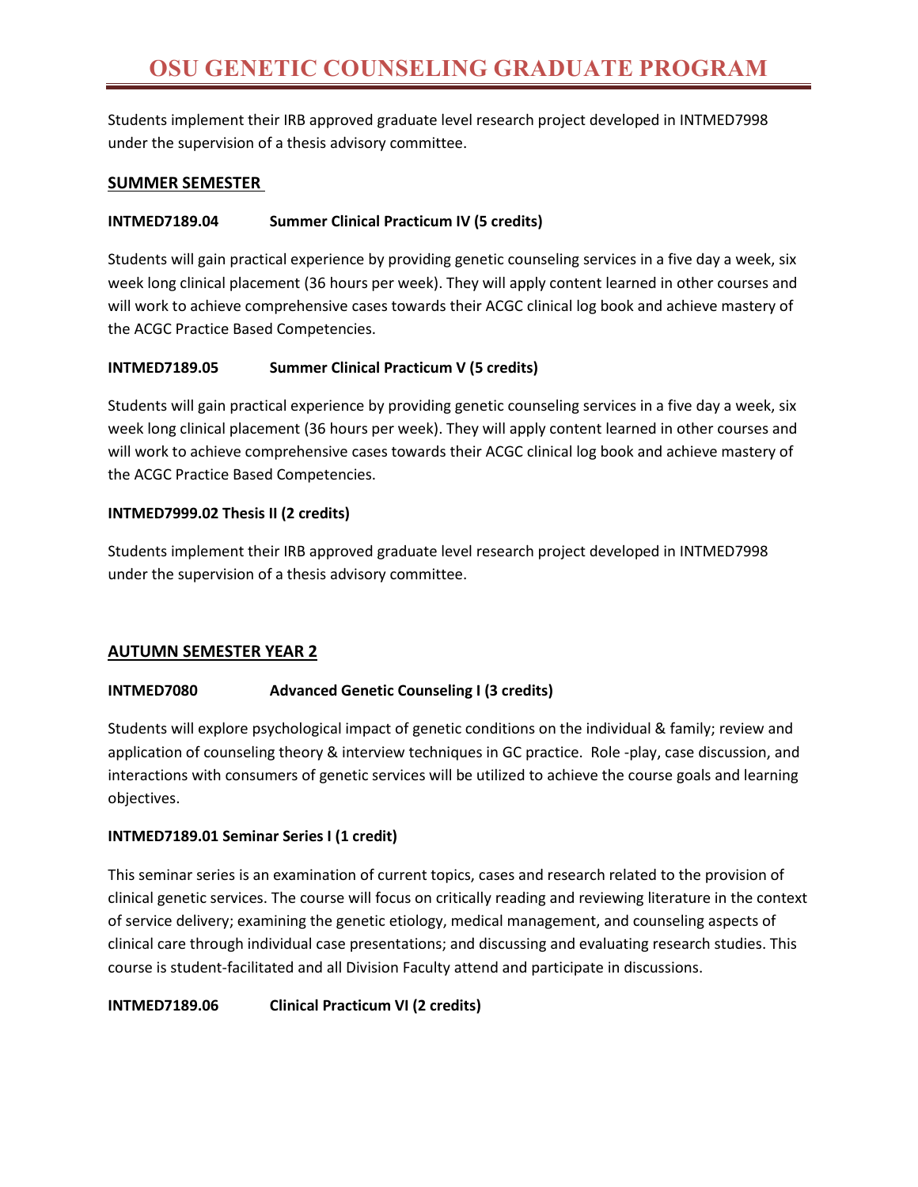Students implement their IRB approved graduate level research project developed in INTMED7998 under the supervision of a thesis advisory committee.

## SUMMER SEMESTER

### INTMED7189.04 Summer Clinical Practicum IV (5 credits)

Students will gain practical experience by providing genetic counseling services in a five day a week, six week long clinical placement (36 hours per week). They will apply content learned in other courses and will work to achieve comprehensive cases towards their ACGC clinical log book and achieve mastery of the ACGC Practice Based Competencies.

### INTMED7189.05 Summer Clinical Practicum V (5 credits)

Students will gain practical experience by providing genetic counseling services in a five day a week, six week long clinical placement (36 hours per week). They will apply content learned in other courses and will work to achieve comprehensive cases towards their ACGC clinical log book and achieve mastery of the ACGC Practice Based Competencies.

### INTMED7999.02 Thesis II (2 credits)

Students implement their IRB approved graduate level research project developed in INTMED7998 under the supervision of a thesis advisory committee.

## AUTUMN SEMESTER YEAR 2

### INTMED7080 Advanced Genetic Counseling I (3 credits)

Students will explore psychological impact of genetic conditions on the individual & family; review and application of counseling theory & interview techniques in GC practice. Role -play, case discussion, and interactions with consumers of genetic services will be utilized to achieve the course goals and learning objectives.

### INTMED7189.01 Seminar Series I (1 credit)

This seminar series is an examination of current topics, cases and research related to the provision of clinical genetic services. The course will focus on critically reading and reviewing literature in the context of service delivery; examining the genetic etiology, medical management, and counseling aspects of clinical care through individual case presentations; and discussing and evaluating research studies. This course is student-facilitated and all Division Faculty attend and participate in discussions.

### INTMED7189.06 Clinical Practicum VI (2 credits)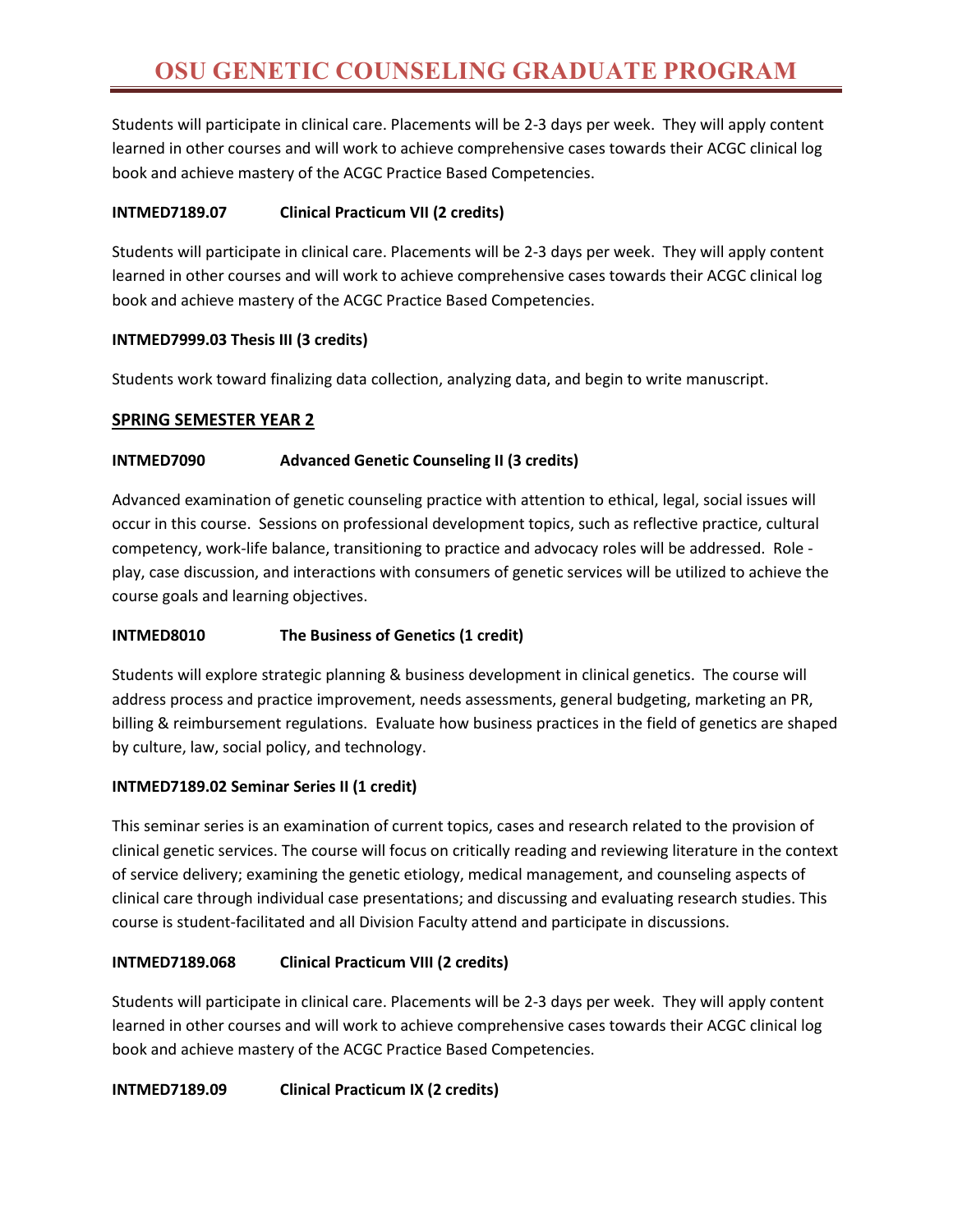Students will participate in clinical care. Placements will be 2-3 days per week. They will apply content learned in other courses and will work to achieve comprehensive cases towards their ACGC clinical log book and achieve mastery of the ACGC Practice Based Competencies.

**INTMED7189.07 Clinical Practicum VII (2 credits)**

Students will participate in clinical care. Placements will be 2-3 days per week. They will apply content learned in other courses and will work to achieve comprehensive cases towards their ACGC clinical log book and achieve mastery of the ACGC Practice Based Competencies.

**INTMED7999.03 Thesis III (3 credits)**

Students work toward finalizing data collection, analyzing data, and begin to write manuscript.

## SPRING SEMESTER YEAR 2

**INTMED7090 Advanced Genetic Counseling II (3 credits)**

Advanced examination of genetic counseling practice with attention to ethical, legal, social issues will occur in this course. Sessions on professional development topics, such as reflective practice, cultural competency, work-life balance, transitioning to practice and advocacy roles will be addressed. Role - play, case discussion, and interactions with consumers of genetic services will be utilized to achieve the course goals and learning objectives.

**INTMED8010 The Business of Genetics (1 credit)**

Students will explore strategic planning & business development in clinical genetics. The course will address process and practice improvement, needs assessments, general budgeting, marketing an PR, billing & reimbursement regulations. Evaluate how business practices in the field of genetics are shaped by culture, law, social policy, and technology.

**INTMED7189.02 Seminar Series II (1 credit)**

This seminar series is an examination of current topics, cases and research related to the provision of clinical genetic services. The course will focus on critically reading and reviewing literature in the context of service delivery; examining the genetic etiology, medical management, and counseling aspects of clinical care through individual case presentations; and discussing and evaluating research studies. This course is student-facilitated and all Division Faculty attend and participate in discussions.

**INTMED7189.068 Clinical Practicum VIII (2 credits)**

Students will participate in clinical care. Placements will be 2-3 days per week. They will apply content learned in other courses and will work to achieve comprehensive cases towards their ACGC clinical log book and achieve mastery of the ACGC Practice Based Competencies.

**INTMED7189.09 Clinical Practicum IX (2 credits)**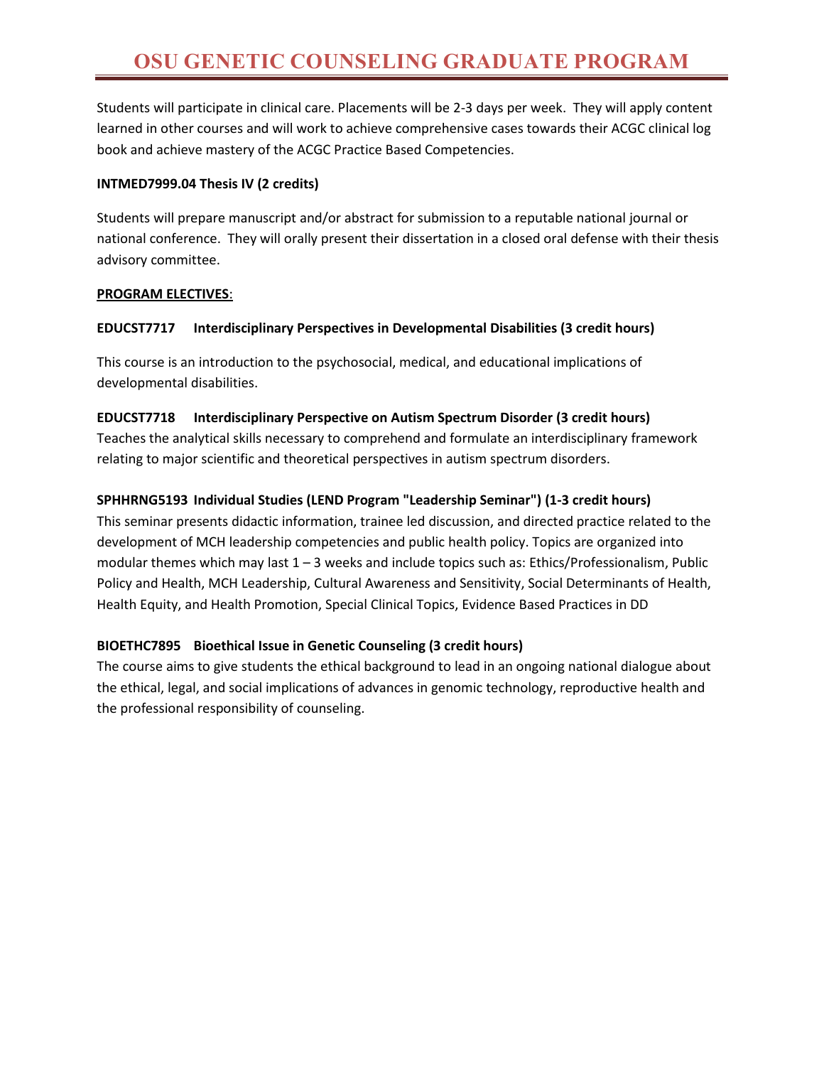Students will participate in clinical care. Placements will be 2-3 days per week. They will apply content learned in other courses and will work to achieve comprehensive cases towards their ACGC clinical log book and achieve mastery of the ACGC Practice Based Competencies.

**INTMED7999.04 Thesis IV (2 credits)**

Students will prepare manuscript and/or abstract for submission to a reputable national journal or national conference. They will orally present their dissertation in a closed oral defense with their thesis advisory committee.

**PROGRAM ELECTIVES**:

**EDUCST7717 Interdisciplinary Perspectives in Developmental Disabilities (3 credit hours)**

This course is an introduction to the psychosocial, medical, and educational implications of developmental disabilities.

**EDUCST7718 Interdisciplinary Perspective on Autism Spectrum Disorder (3 credit hours)**

Teaches the analytical skills necessary to comprehend and formulate an interdisciplinary framework relating to major scientific and theoretical perspectives in autism spectrum disorders.

**SPHHRNG5193 Individual Studies (LEND Program "Leadership Seminar") (1-3 credit hours)**

This seminar presents didactic information, trainee led discussion, and directed practice related to the development of MCH leadership competencies and public health policy. Topics are organized into modular themes which may last 1 – 3 weeks and include topics such as: Ethics/Professionalism, Public Policy and Health, MCH Leadership, Cultural Awareness and Sensitivity, Social Determinants of Health, Health Equity, and Health Promotion, Special Clinical Topics, Evidence Based Practices in DD

**BIOETHC7895 Bioethical Issue in Genetic Counseling (3 credit hours)**

The course aims to give students the ethical background to lead in an ongoing national dialogue about the ethical, legal, and social implications of advances in genomic technology, reproductive health and the professional responsibility of counseling.